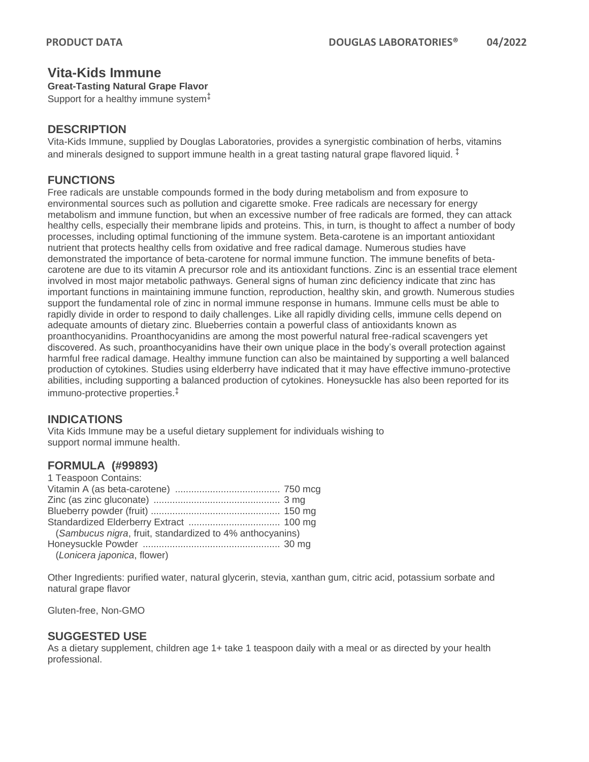# Vita-Kids Immune

**Great-Tasting Natural Grape Flavor**

Support for a healthy immune system‡

## DESCRIPTION

Vita-Kids Immune, supplied by Douglas Laboratories, provides a synergistic combination of herbs, vitamins and minerals designed to support immune health in a great tasting natural grape flavored liquid. ‡

## FUNCTIONS

Free radicals are unstable compounds formed in the body during metabolism and from exposure to environmental sources such as pollution and cigarette smoke. Free radicals are necessary for energy metabolism and immune function, but when an excessive number of free radicals are formed, they can attack healthy cells, especially their membrane lipids and proteins. This, in turn, is thought to affect a number of body processes, including optimal functioning of the immune system. Beta-carotene is an important antioxidant nutrient that protects healthy cells from oxidative and free radical damage. Numerous studies have demonstrated the importance of beta-carotene for normal immune function. The immune benefits of beta-carotene are due to its vitamin A precursor role and its antioxidant functions. Zinc is an essential trace element involved in most major metabolic pathways. General signs of human zinc deficiency indicate that zinc has important functions in maintaining immune function, reproduction, healthy skin, and growth. Numerous studies support the fundamental role of zinc in normal immune response in humans. Immune cells must be able to rapidly divide in order to respond to daily challenges. Like all rapidly dividing cells, immune cells depend on adequate amounts of dietary zinc. Blueberries contain a powerful class of antioxidants known as proanthocyanidins. Proanthocyanidins are among the most powerful natural free-radical scavengers yet discovered. As such, proanthocyanidins have their own unique place in the body's overall protection against harmful free radical damage. Healthy immune function can also be maintained by supporting a well balanced production of cytokines. Studies using elderberry have indicated that it may have effective immuno-protective abilities, including supporting a balanced production of cytokines. Honeysuckle has also been reported for its immuno-protective properties.‡

## INDICATIONS

Vita Kids Immune may be a useful dietary supplement for individuals wishing to support normal immune health.

## FORMULA (#99893)

1 Teaspoon Contains:

Vitamin A (as beta-carotene) ....................................... 750 mcg
Zinc (as zinc gluconate) ............................................... 3 mg
Blueberry powder (fruit) ................................................ 150 mg
Standardized Elderberry Extract .................................. 100 mg
(*Sambucus nigra*, fruit, standardized to 4% anthocyanins)
Honeysuckle Powder ................................................... 30 mg
(*Lonicera japonica*, flower)

Other Ingredients: purified water, natural glycerin, stevia, xanthan gum, citric acid, potassium sorbate and natural grape flavor

Gluten-free, Non-GMO

## SUGGESTED USE

As a dietary supplement, children age 1+ take 1 teaspoon daily with a meal or as directed by your health professional.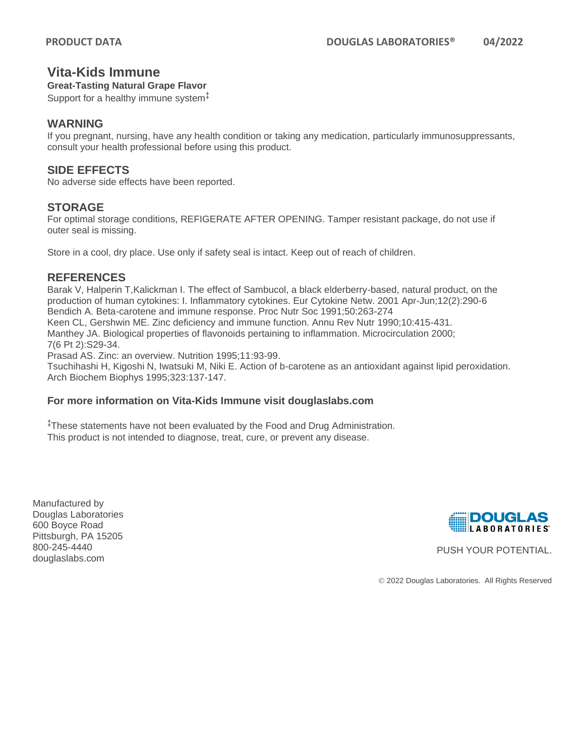# Vita-Kids Immune

**Great-Tasting Natural Grape Flavor**

Support for a healthy immune system‡

## WARNING

If you pregnant, nursing, have any health condition or taking any medication, particularly immunosuppressants, consult your health professional before using this product.

## SIDE EFFECTS

No adverse side effects have been reported.

## STORAGE

For optimal storage conditions, REFIGERATE AFTER OPENING. Tamper resistant package, do not use if outer seal is missing.

Store in a cool, dry place. Use only if safety seal is intact. Keep out of reach of children.

## REFERENCES

Barak V, Halperin T,Kalickman I. The effect of Sambucol, a black elderberry-based, natural product, on the production of human cytokines: I. Inflammatory cytokines. Eur Cytokine Netw. 2001 Apr-Jun;12(2):290-6

Bendich A. Beta-carotene and immune response. Proc Nutr Soc 1991;50:263-274

Keen CL, Gershwin ME. Zinc deficiency and immune function. Annu Rev Nutr 1990;10:415-431.

Manthey JA. Biological properties of flavonoids pertaining to inflammation. Microcirculation 2000; 7(6 Pt 2):S29-34.

Prasad AS. Zinc: an overview. Nutrition 1995;11:93-99.

Tsuchihashi H, Kigoshi N, Iwatsuki M, Niki E. Action of b-carotene as an antioxidant against lipid peroxidation. Arch Biochem Biophys 1995;323:137-147.

**For more information on Vita-Kids Immune visit douglaslabs.com**

‡These statements have not been evaluated by the Food and Drug Administration.
This product is not intended to diagnose, treat, cure, or prevent any disease.

Manufactured by
Douglas Laboratories
600 Boyce Road
Pittsburgh, PA 15205
800-245-4440
douglaslabs.com

DOUGLAS LABORATORIES®

PUSH YOUR POTENTIAL.

© 2022 Douglas Laboratories. All Rights Reserved